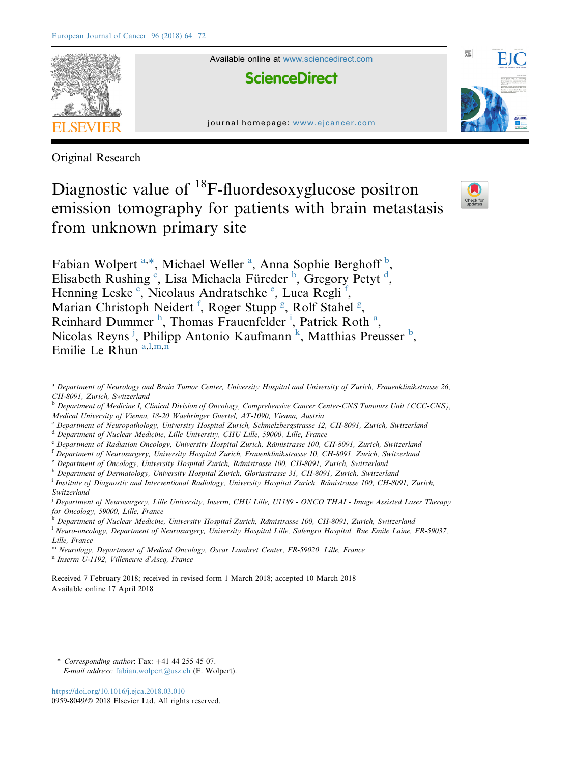Original Research

# Diagnostic value of $^{18}$F-fluordesoxyglucose positron emission tomography for patients with brain metastasis from unknown primary site

Fabian Wolpert [a,*], Michael Weller [a], Anna Sophie Berghoff [b], Elisabeth Rushing [c], Lisa Michaela Füreder [b], Gregory Petyt [d], Henning Leske [c], Nicolaus Andratschke [e], Luca Regli [f], Marian Christoph Neidert [f], Roger Stupp [g], Rolf Stahel [g], Reinhard Dummer [h], Thomas Frauenfelder [i], Patrick Roth [a], Nicolas Reyns [j], Philipp Antonio Kaufmann [k], Matthias Preusser [b], Emilie Le Rhun [a,l,m,n]

[a] Department of Neurology and Brain Tumor Center, University Hospital and University of Zurich, Frauenklinikstrasse 26, CH-8091, Zurich, Switzerland

[b] Department of Medicine I, Clinical Division of Oncology, Comprehensive Cancer Center-CNS Tumours Unit (CCC-CNS), Medical University of Vienna, 18-20 Waehringer Guertel, AT-1090, Vienna, Austria

[c] Department of Neuropathology, University Hospital Zurich, Schmelzbergstrasse 12, CH-8091, Zurich, Switzerland

[d] Department of Nuclear Medicine, Lille University, CHU Lille, 59000, Lille, France

[e] Department of Radiation Oncology, University Hospital Zurich, Rämistrasse 100, CH-8091, Zurich, Switzerland

[f] Department of Neurosurgery, University Hospital Zurich, Frauenklinikstrasse 10, CH-8091, Zurich, Switzerland

[g] Department of Oncology, University Hospital Zurich, Rämistrasse 100, CH-8091, Zurich, Switzerland

[h] Department of Dermatology, University Hospital Zurich, Gloriastrasse 31, CH-8091, Zurich, Switzerland

[i] Institute of Diagnostic and Interventional Radiology, University Hospital Zurich, Rämistrasse 100, CH-8091, Zurich, Switzerland

[j] Department of Neurosurgery, Lille University, Inserm, CHU Lille, U1189 - ONCO THAI - Image Assisted Laser Therapy for Oncology, 59000, Lille, France

[k] Department of Nuclear Medicine, University Hospital Zurich, Rämistrasse 100, CH-8091, Zurich, Switzerland

[l] Neuro-oncology, Department of Neurosurgery, University Hospital Lille, Salengro Hospital, Rue Emile Laine, FR-59037, Lille, France

[m] Neurology, Department of Medical Oncology, Oscar Lambret Center, FR-59020, Lille, France

[n] Inserm U-1192, Villeneuve d'Ascq, France

Received 7 February 2018; received in revised form 1 March 2018; accepted 10 March 2018

Available online 17 April 2018

\* *Corresponding author*: Fax: +41 44 255 45 07.
*E-mail address:* fabian.wolpert@usz.ch (F. Wolpert).

https://doi.org/10.1016/j.ejca.2018.03.010

0959-8049/© 2018 Elsevier Ltd. All rights reserved.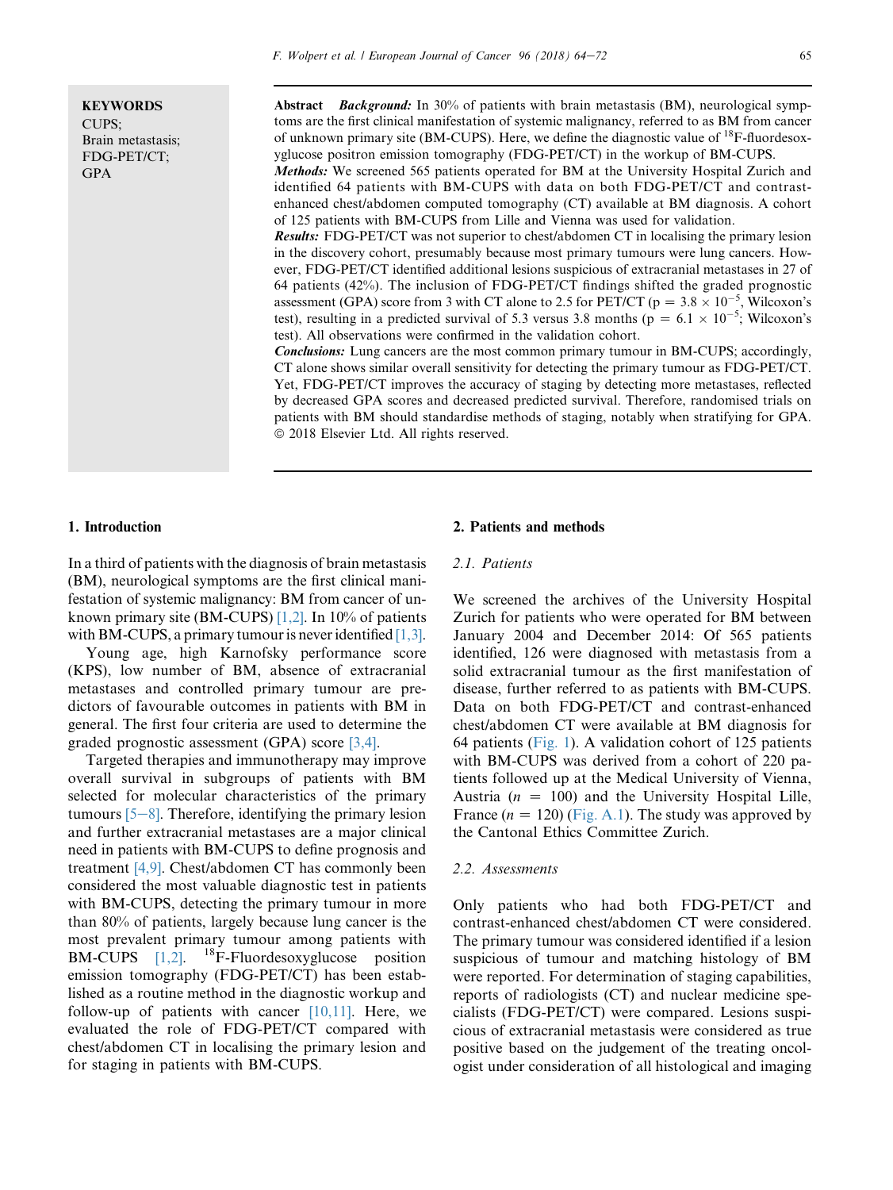**KEYWORDS**
CUPS;
Brain metastasis;
FDG-PET/CT;
GPA

**Abstract** ***Background:*** In 30% of patients with brain metastasis (BM), neurological symptoms are the first clinical manifestation of systemic malignancy, referred to as BM from cancer of unknown primary site (BM-CUPS). Here, we define the diagnostic value of $^{18}$F-fluordesoxyglucose positron emission tomography (FDG-PET/CT) in the workup of BM-CUPS.

***Methods:*** We screened 565 patients operated for BM at the University Hospital Zurich and identified 64 patients with BM-CUPS with data on both FDG-PET/CT and contrast-enhanced chest/abdomen computed tomography (CT) available at BM diagnosis. A cohort of 125 patients with BM-CUPS from Lille and Vienna was used for validation.

***Results:*** FDG-PET/CT was not superior to chest/abdomen CT in localising the primary lesion in the discovery cohort, presumably because most primary tumours were lung cancers. However, FDG-PET/CT identified additional lesions suspicious of extracranial metastases in 27 of 64 patients (42%). The inclusion of FDG-PET/CT findings shifted the graded prognostic assessment (GPA) score from 3 with CT alone to 2.5 for PET/CT ($p = 3.8 \times 10^{-5}$, Wilcoxon's test), resulting in a predicted survival of 5.3 versus 3.8 months ($p = 6.1 \times 10^{-5}$; Wilcoxon's test). All observations were confirmed in the validation cohort.

***Conclusions:*** Lung cancers are the most common primary tumour in BM-CUPS; accordingly, CT alone shows similar overall sensitivity for detecting the primary tumour as FDG-PET/CT. Yet, FDG-PET/CT improves the accuracy of staging by detecting more metastases, reflected by decreased GPA scores and decreased predicted survival. Therefore, randomised trials on patients with BM should standardise methods of staging, notably when stratifying for GPA.
© 2018 Elsevier Ltd. All rights reserved.

## 1. Introduction

In a third of patients with the diagnosis of brain metastasis (BM), neurological symptoms are the first clinical manifestation of systemic malignancy: BM from cancer of unknown primary site (BM-CUPS) [1,2]. In 10% of patients with BM-CUPS, a primary tumour is never identified [1,3].

Young age, high Karnofsky performance score (KPS), low number of BM, absence of extracranial metastases and controlled primary tumour are predictors of favourable outcomes in patients with BM in general. The first four criteria are used to determine the graded prognostic assessment (GPA) score [3,4].

Targeted therapies and immunotherapy may improve overall survival in subgroups of patients with BM selected for molecular characteristics of the primary tumours [5–8]. Therefore, identifying the primary lesion and further extracranial metastases are a major clinical need in patients with BM-CUPS to define prognosis and treatment [4,9]. Chest/abdomen CT has commonly been considered the most valuable diagnostic test in patients with BM-CUPS, detecting the primary tumour in more than 80% of patients, largely because lung cancer is the most prevalent primary tumour among patients with BM-CUPS [1,2]. $^{18}$F-Fluordesoxyglucose position emission tomography (FDG-PET/CT) has been established as a routine method in the diagnostic workup and follow-up of patients with cancer [10,11]. Here, we evaluated the role of FDG-PET/CT compared with chest/abdomen CT in localising the primary lesion and for staging in patients with BM-CUPS.

## 2. Patients and methods

### 2.1. Patients

We screened the archives of the University Hospital Zurich for patients who were operated for BM between January 2004 and December 2014: Of 565 patients identified, 126 were diagnosed with metastasis from a solid extracranial tumour as the first manifestation of disease, further referred to as patients with BM-CUPS. Data on both FDG-PET/CT and contrast-enhanced chest/abdomen CT were available at BM diagnosis for 64 patients (Fig. 1). A validation cohort of 125 patients with BM-CUPS was derived from a cohort of 220 patients followed up at the Medical University of Vienna, Austria ($n = 100$) and the University Hospital Lille, France ($n = 120$) (Fig. A.1). The study was approved by the Cantonal Ethics Committee Zurich.

### 2.2. Assessments

Only patients who had both FDG-PET/CT and contrast-enhanced chest/abdomen CT were considered. The primary tumour was considered identified if a lesion suspicious of tumour and matching histology of BM were reported. For determination of staging capabilities, reports of radiologists (CT) and nuclear medicine specialists (FDG-PET/CT) were compared. Lesions suspicious of extracranial metastasis were considered as true positive based on the judgement of the treating oncologist under consideration of all histological and imaging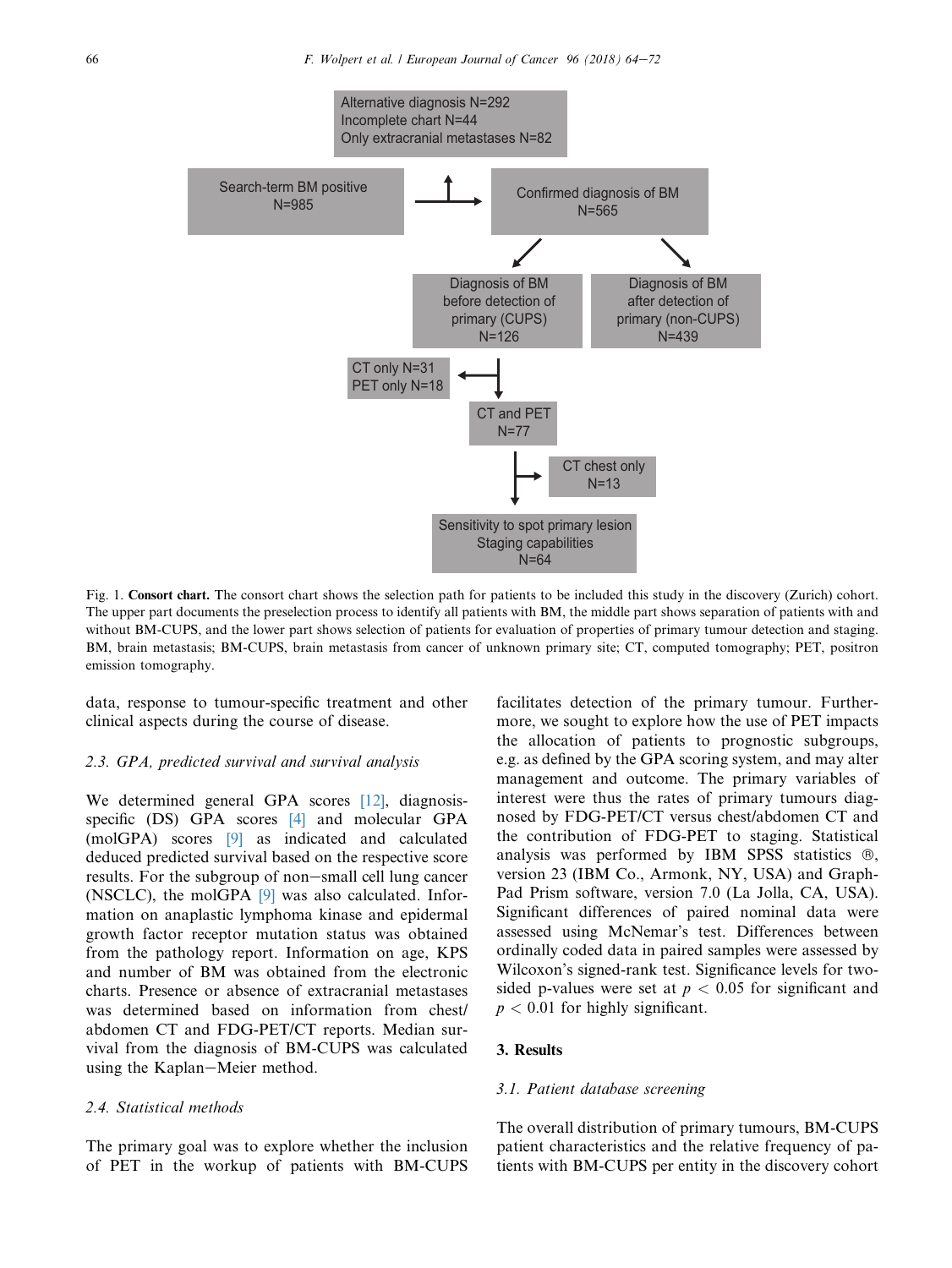Alternative diagnosis N=292
Incomplete chart N=44
Only extracranial metastases N=82

Search-term BM positive N=985

Confirmed diagnosis of BM N=565

Diagnosis of BM before detection of primary (CUPS) N=126

Diagnosis of BM after detection of primary (non-CUPS) N=439

CT only N=31
PET only N=18

CT and PET N=77

CT chest only N=13

Sensitivity to spot primary lesion
Staging capabilities
N=64

Fig. 1. **Consort chart.** The consort chart shows the selection path for patients to be included this study in the discovery (Zurich) cohort. The upper part documents the preselection process to identify all patients with BM, the middle part shows separation of patients with and without BM-CUPS, and the lower part shows selection of patients for evaluation of properties of primary tumour detection and staging. BM, brain metastasis; BM-CUPS, brain metastasis from cancer of unknown primary site; CT, computed tomography; PET, positron emission tomography.

data, response to tumour-specific treatment and other clinical aspects during the course of disease.

### 2.3. GPA, predicted survival and survival analysis

We determined general GPA scores [12], diagnosis-specific (DS) GPA scores [4] and molecular GPA (molGPA) scores [9] as indicated and calculated deduced predicted survival based on the respective score results. For the subgroup of non–small cell lung cancer (NSCLC), the molGPA [9] was also calculated. Information on anaplastic lymphoma kinase and epidermal growth factor receptor mutation status was obtained from the pathology report. Information on age, KPS and number of BM was obtained from the electronic charts. Presence or absence of extracranial metastases was determined based on information from chest/abdomen CT and FDG-PET/CT reports. Median survival from the diagnosis of BM-CUPS was calculated using the Kaplan–Meier method.

### 2.4. Statistical methods

The primary goal was to explore whether the inclusion of PET in the workup of patients with BM-CUPS facilitates detection of the primary tumour. Furthermore, we sought to explore how the use of PET impacts the allocation of patients to prognostic subgroups, e.g. as defined by the GPA scoring system, and may alter management and outcome. The primary variables of interest were thus the rates of primary tumours diagnosed by FDG-PET/CT versus chest/abdomen CT and the contribution of FDG-PET to staging. Statistical analysis was performed by IBM SPSS statistics ®, version 23 (IBM Co., Armonk, NY, USA) and GraphPad Prism software, version 7.0 (La Jolla, CA, USA). Significant differences of paired nominal data were assessed using McNemar's test. Differences between ordinally coded data in paired samples were assessed by Wilcoxon's signed-rank test. Significance levels for two-sided p-values were set at $p < 0.05$ for significant and $p < 0.01$ for highly significant.

## 3. Results

### 3.1. Patient database screening

The overall distribution of primary tumours, BM-CUPS patient characteristics and the relative frequency of patients with BM-CUPS per entity in the discovery cohort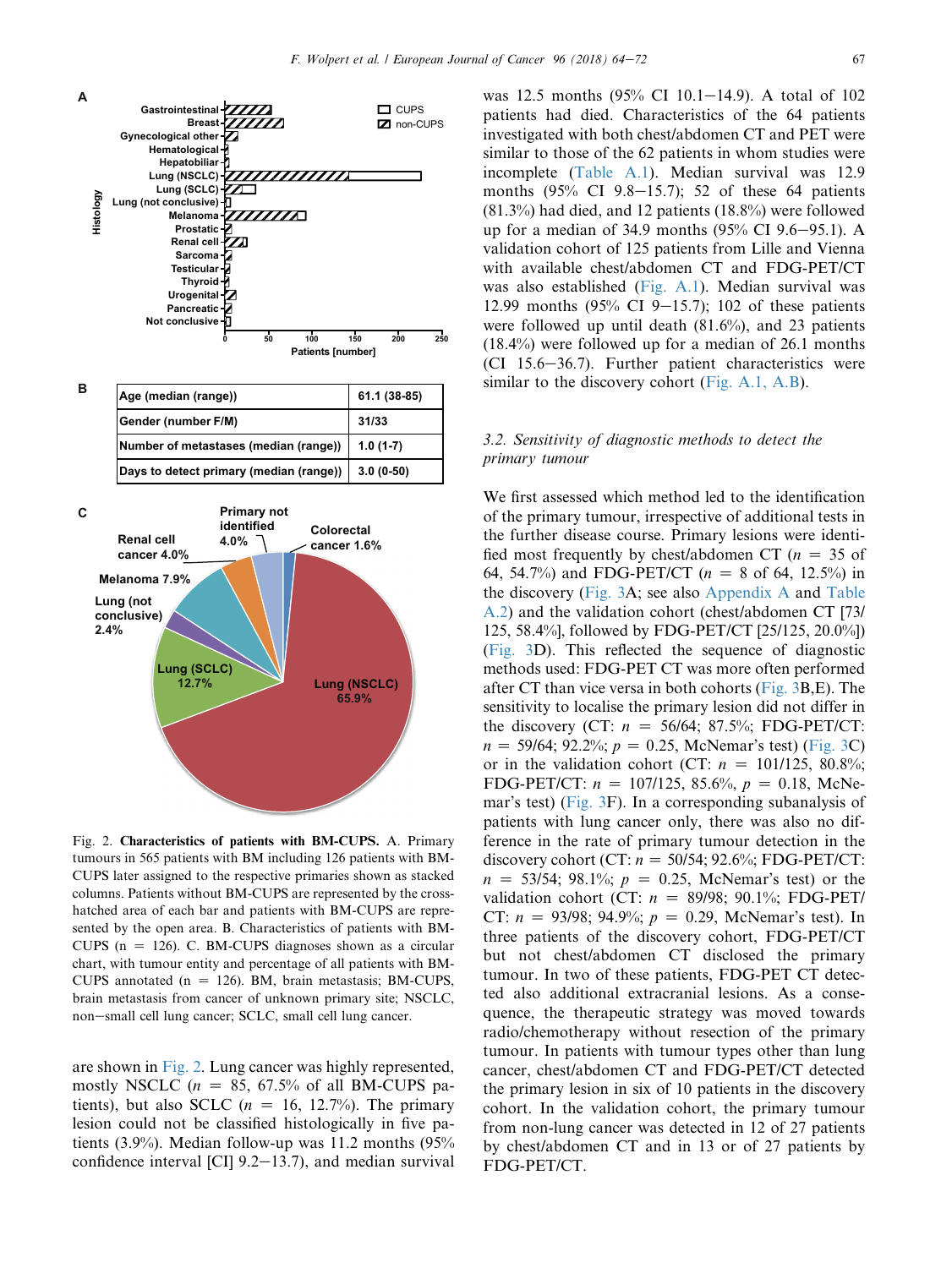| Age (median (range)) | 61.1 (38-85) |
|---|---|
| Gender (number F/M) | 31/33 |
| Number of metastases (median (range)) | 1.0 (1-7) |
| Days to detect primary (median (range)) | 3.0 (0-50) |

Fig. 2. **Characteristics of patients with BM-CUPS.** A. Primary tumours in 565 patients with BM including 126 patients with BM-CUPS later assigned to the respective primaries shown as stacked columns. Patients without BM-CUPS are represented by the cross-hatched area of each bar and patients with BM-CUPS are represented by the open area. B. Characteristics of patients with BM-CUPS (n = 126). C. BM-CUPS diagnoses shown as a circular chart, with tumour entity and percentage of all patients with BM-CUPS annotated (n = 126). BM, brain metastasis; BM-CUPS, brain metastasis from cancer of unknown primary site; NSCLC, non–small cell lung cancer; SCLC, small cell lung cancer.

are shown in Fig. 2. Lung cancer was highly represented, mostly NSCLC ($n$ = 85, 67.5% of all BM-CUPS patients), but also SCLC ($n$ = 16, 12.7%). The primary lesion could not be classified histologically in five patients (3.9%). Median follow-up was 11.2 months (95% confidence interval [CI] 9.2–13.7), and median survival was 12.5 months (95% CI 10.1–14.9). A total of 102 patients had died. Characteristics of the 64 patients investigated with both chest/abdomen CT and PET were similar to those of the 62 patients in whom studies were incomplete (Table A.1). Median survival was 12.9 months (95% CI 9.8–15.7); 52 of these 64 patients (81.3%) had died, and 12 patients (18.8%) were followed up for a median of 34.9 months (95% CI 9.6–95.1). A validation cohort of 125 patients from Lille and Vienna with available chest/abdomen CT and FDG-PET/CT was also established (Fig. A.1). Median survival was 12.99 months (95% CI 9–15.7); 102 of these patients were followed up until death (81.6%), and 23 patients (18.4%) were followed up for a median of 26.1 months (CI 15.6–36.7). Further patient characteristics were similar to the discovery cohort (Fig. A.1, A.B).

### 3.2. Sensitivity of diagnostic methods to detect the primary tumour

We first assessed which method led to the identification of the primary tumour, irrespective of additional tests in the further disease course. Primary lesions were identified most frequently by chest/abdomen CT ($n$ = 35 of 64, 54.7%) and FDG-PET/CT ($n$ = 8 of 64, 12.5%) in the discovery (Fig. 3A; see also Appendix A and Table A.2) and the validation cohort (chest/abdomen CT [73/125, 58.4%], followed by FDG-PET/CT [25/125, 20.0%]) (Fig. 3D). This reflected the sequence of diagnostic methods used: FDG-PET CT was more often performed after CT than vice versa in both cohorts (Fig. 3B,E). The sensitivity to localise the primary lesion did not differ in the discovery (CT: $n$ = 56/64; 87.5%; FDG-PET/CT: $n$ = 59/64; 92.2%; $p$ = 0.25, McNemar's test) (Fig. 3C) or in the validation cohort (CT: $n$ = 101/125, 80.8%; FDG-PET/CT: $n$ = 107/125, 85.6%, $p$ = 0.18, McNemar's test) (Fig. 3F). In a corresponding subanalysis of patients with lung cancer only, there was also no difference in the rate of primary tumour detection in the discovery cohort (CT: $n$ = 50/54; 92.6%; FDG-PET/CT: $n$ = 53/54; 98.1%; $p$ = 0.25, McNemar's test) or the validation cohort (CT: $n$ = 89/98; 90.1%; FDG-PET/CT: $n$ = 93/98; 94.9%; $p$ = 0.29, McNemar's test). In three patients of the discovery cohort, FDG-PET/CT but not chest/abdomen CT disclosed the primary tumour. In two of these patients, FDG-PET CT detected also additional extracranial lesions. As a consequence, the therapeutic strategy was moved towards radio/chemotherapy without resection of the primary tumour. In patients with tumour types other than lung cancer, chest/abdomen CT and FDG-PET/CT detected the primary lesion in six of 10 patients in the discovery cohort. In the validation cohort, the primary tumour from non-lung cancer was detected in 12 of 27 patients by chest/abdomen CT and in 13 or of 27 patients by FDG-PET/CT.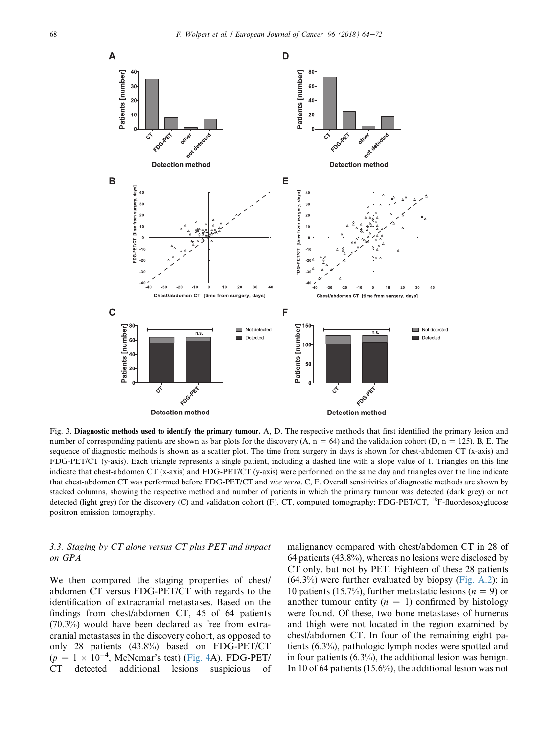Fig. 3. **Diagnostic methods used to identify the primary tumour.** A, D. The respective methods that first identified the primary lesion and number of corresponding patients are shown as bar plots for the discovery (A, n = 64) and the validation cohort (D, n = 125). B, E. The sequence of diagnostic methods is shown as a scatter plot. The time from surgery in days is shown for chest-abdomen CT (x-axis) and FDG-PET/CT (y-axis). Each triangle represents a single patient, including a dashed line with a slope value of 1. Triangles on this line indicate that chest-abdomen CT (x-axis) and FDG-PET/CT (y-axis) were performed on the same day and triangles over the line indicate that chest-abdomen CT was performed before FDG-PET/CT and *vice versa*. C, F. Overall sensitivities of diagnostic methods are shown by stacked columns, showing the respective method and number of patients in which the primary tumour was detected (dark grey) or not detected (light grey) for the discovery (C) and validation cohort (F). CT, computed tomography; FDG-PET/CT, [18]F-fluordesoxyglucose positron emission tomography.

### 3.3. Staging by CT alone versus CT plus PET and impact on GPA

We then compared the staging properties of chest/abdomen CT versus FDG-PET/CT with regards to the identification of extracranial metastases. Based on the findings from chest/abdomen CT, 45 of 64 patients (70.3%) would have been declared as free from extracranial metastases in the discovery cohort, as opposed to only 28 patients (43.8%) based on FDG-PET/CT ($p = 1 \times 10^{-4}$, McNemar's test) (Fig. 4A). FDG-PET/CT detected additional lesions suspicious of malignancy compared with chest/abdomen CT in 28 of 64 patients (43.8%), whereas no lesions were disclosed by CT only, but not by PET. Eighteen of these 28 patients (64.3%) were further evaluated by biopsy (Fig. A.2): in 10 patients (15.7%), further metastatic lesions ($n = 9$) or another tumour entity ($n = 1$) confirmed by histology were found. Of these, two bone metastases of humerus and thigh were not located in the region examined by chest/abdomen CT. In four of the remaining eight patients (6.3%), pathologic lymph nodes were spotted and in four patients (6.3%), the additional lesion was benign. In 10 of 64 patients (15.6%), the additional lesion was not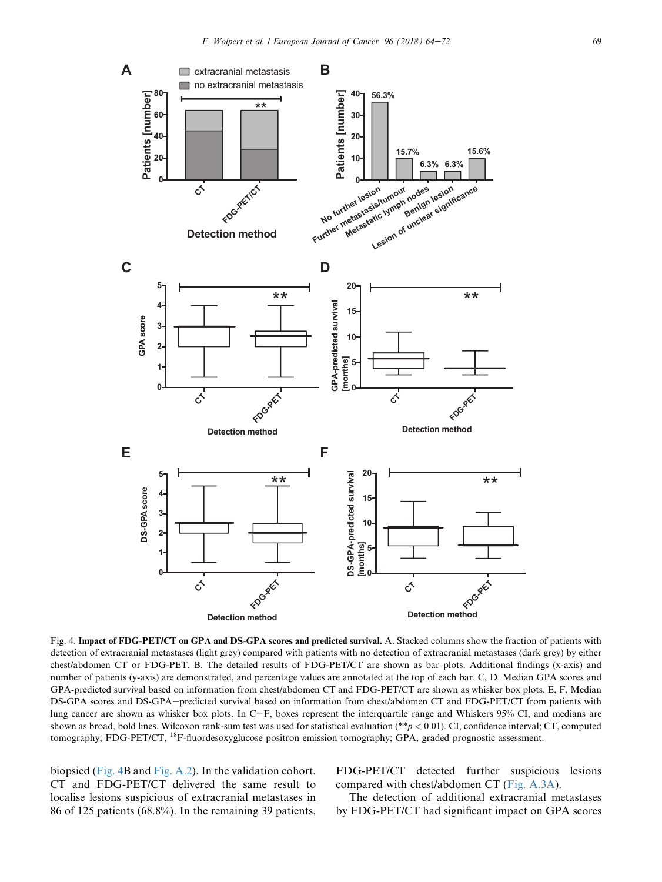Fig. 4. **Impact of FDG-PET/CT on GPA and DS-GPA scores and predicted survival.** A. Stacked columns show the fraction of patients with detection of extracranial metastases (light grey) compared with patients with no detection of extracranial metastases (dark grey) by either chest/abdomen CT or FDG-PET. B. The detailed results of FDG-PET/CT are shown as bar plots. Additional findings (x-axis) and number of patients (y-axis) are demonstrated, and percentage values are annotated at the top of each bar. C, D. Median GPA scores and GPA-predicted survival based on information from chest/abdomen CT and FDG-PET/CT are shown as whisker box plots. E, F, Median DS-GPA scores and DS-GPA−predicted survival based on information from chest/abdomen CT and FDG-PET/CT from patients with lung cancer are shown as whisker box plots. In C−F, boxes represent the interquartile range and Whiskers 95% CI, and medians are shown as broad, bold lines. Wilcoxon rank-sum test was used for statistical evaluation (** $p < 0.01$). CI, confidence interval; CT, computed tomography; FDG-PET/CT, $^{18}$F-fluordesoxyglucose positron emission tomography; GPA, graded prognostic assessment.

biopsied (Fig. 4B and Fig. A.2). In the validation cohort, CT and FDG-PET/CT delivered the same result to localise lesions suspicious of extracranial metastases in 86 of 125 patients (68.8%). In the remaining 39 patients, FDG-PET/CT detected further suspicious lesions compared with chest/abdomen CT (Fig. A.3A).

The detection of additional extracranial metastases by FDG-PET/CT had significant impact on GPA scores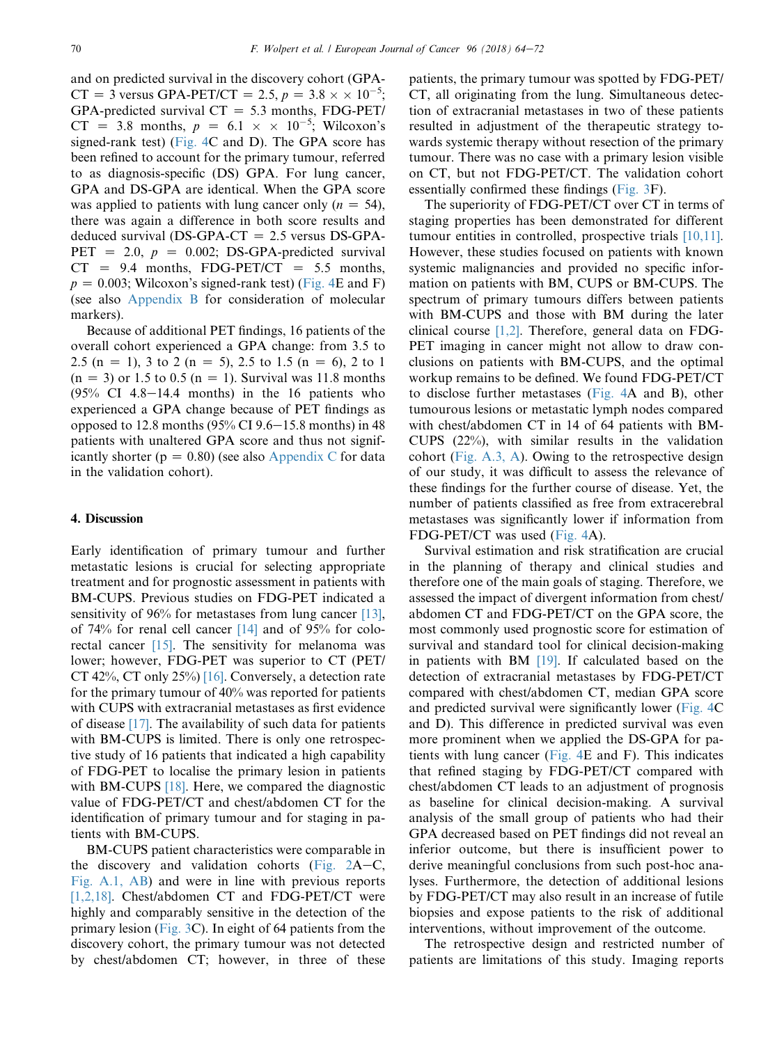and on predicted survival in the discovery cohort (GPA-CT = 3 versus GPA-PET/CT = 2.5, $p = 3.8 \times \times 10^{-5}$; GPA-predicted survival CT = 5.3 months, FDG-PET/CT = 3.8 months, $p = 6.1 \times \times 10^{-5}$; Wilcoxon's signed-rank test) (Fig. 4C and D). The GPA score has been refined to account for the primary tumour, referred to as diagnosis-specific (DS) GPA. For lung cancer, GPA and DS-GPA are identical. When the GPA score was applied to patients with lung cancer only ($n = 54$), there was again a difference in both score results and deduced survival (DS-GPA-CT = 2.5 versus DS-GPA-PET = 2.0, $p = 0.002$; DS-GPA-predicted survival CT = 9.4 months, FDG-PET/CT = 5.5 months, $p = 0.003$; Wilcoxon's signed-rank test) (Fig. 4E and F) (see also Appendix B for consideration of molecular markers).

Because of additional PET findings, 16 patients of the overall cohort experienced a GPA change: from 3.5 to 2.5 (n = 1), 3 to 2 (n = 5), 2.5 to 1.5 (n = 6), 2 to 1 (n = 3) or 1.5 to 0.5 (n = 1). Survival was 11.8 months (95% CI 4.8–14.4 months) in the 16 patients who experienced a GPA change because of PET findings as opposed to 12.8 months (95% CI 9.6–15.8 months) in 48 patients with unaltered GPA score and thus not significantly shorter (p = 0.80) (see also Appendix C for data in the validation cohort).

## 4. Discussion

Early identification of primary tumour and further metastatic lesions is crucial for selecting appropriate treatment and for prognostic assessment in patients with BM-CUPS. Previous studies on FDG-PET indicated a sensitivity of 96% for metastases from lung cancer [13], of 74% for renal cell cancer [14] and of 95% for colorectal cancer [15]. The sensitivity for melanoma was lower; however, FDG-PET was superior to CT (PET/CT 42%, CT only 25%) [16]. Conversely, a detection rate for the primary tumour of 40% was reported for patients with CUPS with extracranial metastases as first evidence of disease [17]. The availability of such data for patients with BM-CUPS is limited. There is only one retrospective study of 16 patients that indicated a high capability of FDG-PET to localise the primary lesion in patients with BM-CUPS [18]. Here, we compared the diagnostic value of FDG-PET/CT and chest/abdomen CT for the identification of primary tumour and for staging in patients with BM-CUPS.

BM-CUPS patient characteristics were comparable in the discovery and validation cohorts (Fig. 2A–C, Fig. A.1, AB) and were in line with previous reports [1,2,18]. Chest/abdomen CT and FDG-PET/CT were highly and comparably sensitive in the detection of the primary lesion (Fig. 3C). In eight of 64 patients from the discovery cohort, the primary tumour was not detected by chest/abdomen CT; however, in three of these patients, the primary tumour was spotted by FDG-PET/CT, all originating from the lung. Simultaneous detection of extracranial metastases in two of these patients resulted in adjustment of the therapeutic strategy towards systemic therapy without resection of the primary tumour. There was no case with a primary lesion visible on CT, but not FDG-PET/CT. The validation cohort essentially confirmed these findings (Fig. 3F).

The superiority of FDG-PET/CT over CT in terms of staging properties has been demonstrated for different tumour entities in controlled, prospective trials [10,11]. However, these studies focused on patients with known systemic malignancies and provided no specific information on patients with BM, CUPS or BM-CUPS. The spectrum of primary tumours differs between patients with BM-CUPS and those with BM during the later clinical course [1,2]. Therefore, general data on FDG-PET imaging in cancer might not allow to draw conclusions on patients with BM-CUPS, and the optimal workup remains to be defined. We found FDG-PET/CT to disclose further metastases (Fig. 4A and B), other tumourous lesions or metastatic lymph nodes compared with chest/abdomen CT in 14 of 64 patients with BM-CUPS (22%), with similar results in the validation cohort (Fig. A.3, A). Owing to the retrospective design of our study, it was difficult to assess the relevance of these findings for the further course of disease. Yet, the number of patients classified as free from extracerebral metastases was significantly lower if information from FDG-PET/CT was used (Fig. 4A).

Survival estimation and risk stratification are crucial in the planning of therapy and clinical studies and therefore one of the main goals of staging. Therefore, we assessed the impact of divergent information from chest/abdomen CT and FDG-PET/CT on the GPA score, the most commonly used prognostic score for estimation of survival and standard tool for clinical decision-making in patients with BM [19]. If calculated based on the detection of extracranial metastases by FDG-PET/CT compared with chest/abdomen CT, median GPA score and predicted survival were significantly lower (Fig. 4C and D). This difference in predicted survival was even more prominent when we applied the DS-GPA for patients with lung cancer (Fig. 4E and F). This indicates that refined staging by FDG-PET/CT compared with chest/abdomen CT leads to an adjustment of prognosis as baseline for clinical decision-making. A survival analysis of the small group of patients who had their GPA decreased based on PET findings did not reveal an inferior outcome, but there is insufficient power to derive meaningful conclusions from such post-hoc analyses. Furthermore, the detection of additional lesions by FDG-PET/CT may also result in an increase of futile biopsies and expose patients to the risk of additional interventions, without improvement of the outcome.

The retrospective design and restricted number of patients are limitations of this study. Imaging reports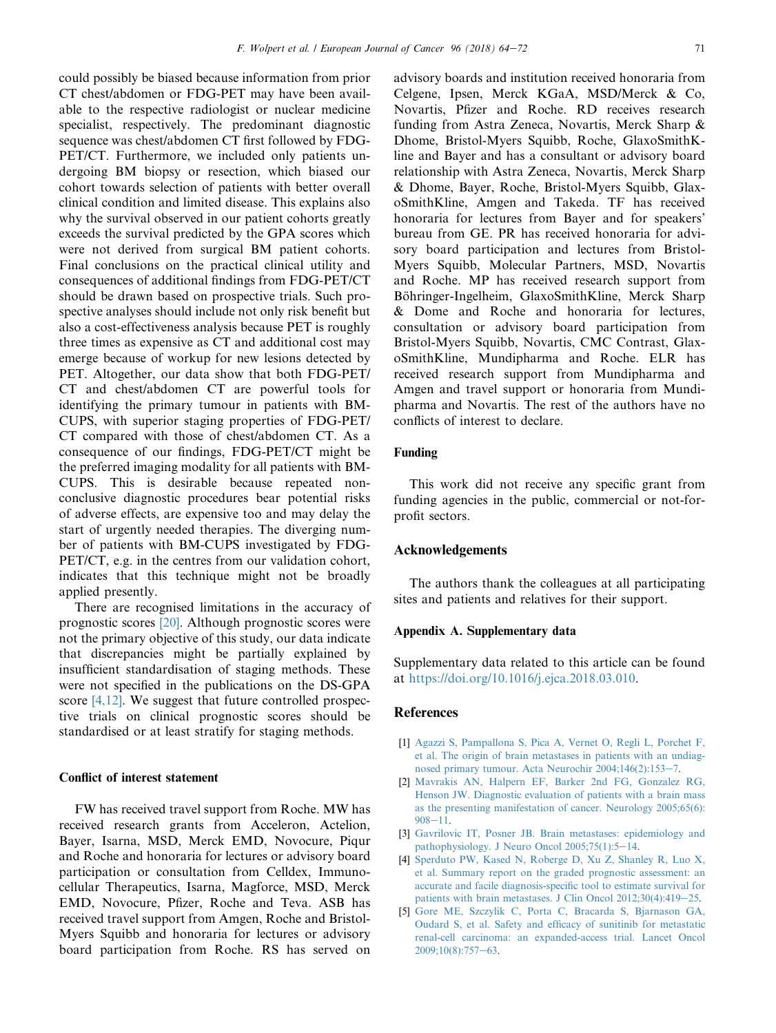could possibly be biased because information from prior CT chest/abdomen or FDG-PET may have been available to the respective radiologist or nuclear medicine specialist, respectively. The predominant diagnostic sequence was chest/abdomen CT first followed by FDG-PET/CT. Furthermore, we included only patients undergoing BM biopsy or resection, which biased our cohort towards selection of patients with better overall clinical condition and limited disease. This explains also why the survival observed in our patient cohorts greatly exceeds the survival predicted by the GPA scores which were not derived from surgical BM patient cohorts. Final conclusions on the practical clinical utility and consequences of additional findings from FDG-PET/CT should be drawn based on prospective trials. Such prospective analyses should include not only risk benefit but also a cost-effectiveness analysis because PET is roughly three times as expensive as CT and additional cost may emerge because of workup for new lesions detected by PET. Altogether, our data show that both FDG-PET/CT and chest/abdomen CT are powerful tools for identifying the primary tumour in patients with BM-CUPS, with superior staging properties of FDG-PET/CT compared with those of chest/abdomen CT. As a consequence of our findings, FDG-PET/CT might be the preferred imaging modality for all patients with BM-CUPS. This is desirable because repeated non-conclusive diagnostic procedures bear potential risks of adverse effects, are expensive too and may delay the start of urgently needed therapies. The diverging number of patients with BM-CUPS investigated by FDG-PET/CT, e.g. in the centres from our validation cohort, indicates that this technique might not be broadly applied presently.

There are recognised limitations in the accuracy of prognostic scores [20]. Although prognostic scores were not the primary objective of this study, our data indicate that discrepancies might be partially explained by insufficient standardisation of staging methods. These were not specified in the publications on the DS-GPA score [4,12]. We suggest that future controlled prospective trials on clinical prognostic scores should be standardised or at least stratify for staging methods.

### Conflict of interest statement

FW has received travel support from Roche. MW has received research grants from Acceleron, Actelion, Bayer, Isarna, MSD, Merck EMD, Novocure, Piqur and Roche and honoraria for lectures or advisory board participation or consultation from Celldex, Immunocellular Therapeutics, Isarna, Magforce, MSD, Merck EMD, Novocure, Pfizer, Roche and Teva. ASB has received travel support from Amgen, Roche and Bristol-Myers Squibb and honoraria for lectures or advisory board participation from Roche. RS has served on advisory boards and institution received honoraria from Celgene, Ipsen, Merck KGaA, MSD/Merck & Co, Novartis, Pfizer and Roche. RD receives research funding from Astra Zeneca, Novartis, Merck Sharp & Dhome, Bristol-Myers Squibb, Roche, GlaxoSmithKline and Bayer and has a consultant or advisory board relationship with Astra Zeneca, Novartis, Merck Sharp & Dhome, Bayer, Roche, Bristol-Myers Squibb, GlaxoSmithKline, Amgen and Takeda. TF has received honoraria for lectures from Bayer and for speakers' bureau from GE. PR has received honoraria for advisory board participation and lectures from Bristol-Myers Squibb, Molecular Partners, MSD, Novartis and Roche. MP has received research support from Böhringer-Ingelheim, GlaxoSmithKline, Merck Sharp & Dome and Roche and honoraria for lectures, consultation or advisory board participation from Bristol-Myers Squibb, Novartis, CMC Contrast, GlaxoSmithKline, Mundipharma and Roche. ELR has received research support from Mundipharma and Amgen and travel support or honoraria from Mundipharma and Novartis. The rest of the authors have no conflicts of interest to declare.

### Funding

This work did not receive any specific grant from funding agencies in the public, commercial or not-for-profit sectors.

### Acknowledgements

The authors thank the colleagues at all participating sites and patients and relatives for their support.

### Appendix A. Supplementary data

Supplementary data related to this article can be found at https://doi.org/10.1016/j.ejca.2018.03.010.

### References

[1] Agazzi S, Pampallona S, Pica A, Vernet O, Regli L, Porchet F, et al. The origin of brain metastases in patients with an undiagnosed primary tumour. Acta Neurochir 2004;146(2):153–7.

[2] Mavrakis AN, Halpern EF, Barker 2nd FG, Gonzalez RG, Henson JW. Diagnostic evaluation of patients with a brain mass as the presenting manifestation of cancer. Neurology 2005;65(6):908–11.

[3] Gavrilovic IT, Posner JB. Brain metastases: epidemiology and pathophysiology. J Neuro Oncol 2005;75(1):5–14.

[4] Sperduto PW, Kased N, Roberge D, Xu Z, Shanley R, Luo X, et al. Summary report on the graded prognostic assessment: an accurate and facile diagnosis-specific tool to estimate survival for patients with brain metastases. J Clin Oncol 2012;30(4):419–25.

[5] Gore ME, Szczylik C, Porta C, Bracarda S, Bjarnason GA, Oudard S, et al. Safety and efficacy of sunitinib for metastatic renal-cell carcinoma: an expanded-access trial. Lancet Oncol 2009;10(8):757–63.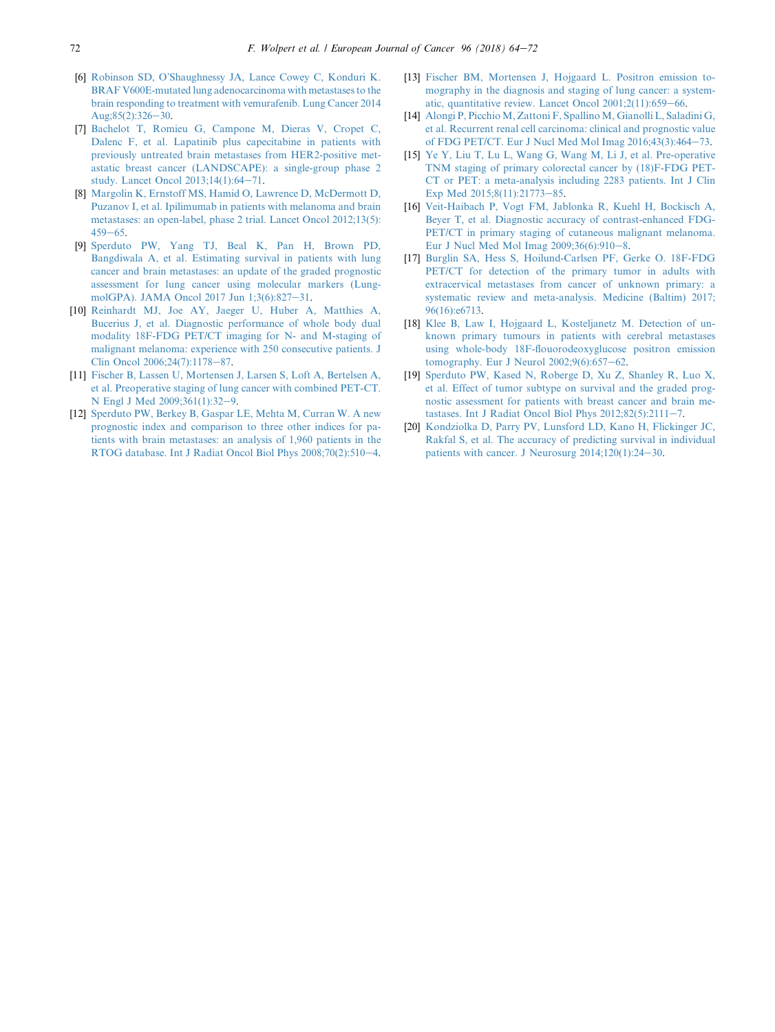[6] Robinson SD, O'Shaughnessy JA, Lance Cowey C, Konduri K. BRAF V600E-mutated lung adenocarcinoma with metastases to the brain responding to treatment with vemurafenib. Lung Cancer 2014 Aug;85(2):326–30.

[7] Bachelot T, Romieu G, Campone M, Dieras V, Cropet C, Dalenc F, et al. Lapatinib plus capecitabine in patients with previously untreated brain metastases from HER2-positive metastatic breast cancer (LANDSCAPE): a single-group phase 2 study. Lancet Oncol 2013;14(1):64–71.

[8] Margolin K, Ernstoff MS, Hamid O, Lawrence D, McDermott D, Puzanov I, et al. Ipilimumab in patients with melanoma and brain metastases: an open-label, phase 2 trial. Lancet Oncol 2012;13(5):459–65.

[9] Sperduto PW, Yang TJ, Beal K, Pan H, Brown PD, Bangdiwala A, et al. Estimating survival in patients with lung cancer and brain metastases: an update of the graded prognostic assessment for lung cancer using molecular markers (Lung-molGPA). JAMA Oncol 2017 Jun 1;3(6):827–31.

[10] Reinhardt MJ, Joe AY, Jaeger U, Huber A, Matthies A, Bucerius J, et al. Diagnostic performance of whole body dual modality 18F-FDG PET/CT imaging for N- and M-staging of malignant melanoma: experience with 250 consecutive patients. J Clin Oncol 2006;24(7):1178–87.

[11] Fischer B, Lassen U, Mortensen J, Larsen S, Loft A, Bertelsen A, et al. Preoperative staging of lung cancer with combined PET-CT. N Engl J Med 2009;361(1):32–9.

[12] Sperduto PW, Berkey B, Gaspar LE, Mehta M, Curran W. A new prognostic index and comparison to three other indices for patients with brain metastases: an analysis of 1,960 patients in the RTOG database. Int J Radiat Oncol Biol Phys 2008;70(2):510–4.

[13] Fischer BM, Mortensen J, Hojgaard L. Positron emission tomography in the diagnosis and staging of lung cancer: a systematic, quantitative review. Lancet Oncol 2001;2(11):659–66.

[14] Alongi P, Picchio M, Zattoni F, Spallino M, Gianolli L, Saladini G, et al. Recurrent renal cell carcinoma: clinical and prognostic value of FDG PET/CT. Eur J Nucl Med Mol Imag 2016;43(3):464–73.

[15] Ye Y, Liu T, Lu L, Wang G, Wang M, Li J, et al. Pre-operative TNM staging of primary colorectal cancer by (18)F-FDG PET-CT or PET: a meta-analysis including 2283 patients. Int J Clin Exp Med 2015;8(11):21773–85.

[16] Veit-Haibach P, Vogt FM, Jablonka R, Kuehl H, Bockisch A, Beyer T, et al. Diagnostic accuracy of contrast-enhanced FDG-PET/CT in primary staging of cutaneous malignant melanoma. Eur J Nucl Med Mol Imag 2009;36(6):910–8.

[17] Burglin SA, Hess S, Hoilund-Carlsen PF, Gerke O. 18F-FDG PET/CT for detection of the primary tumor in adults with extracervical metastases from cancer of unknown primary: a systematic review and meta-analysis. Medicine (Baltim) 2017;96(16):e6713.

[18] Klee B, Law I, Hojgaard L, Kosteljanetz M. Detection of unknown primary tumours in patients with cerebral metastases using whole-body 18F-flouorodeoxyglucose positron emission tomography. Eur J Neurol 2002;9(6):657–62.

[19] Sperduto PW, Kased N, Roberge D, Xu Z, Shanley R, Luo X, et al. Effect of tumor subtype on survival and the graded prognostic assessment for patients with breast cancer and brain metastases. Int J Radiat Oncol Biol Phys 2012;82(5):2111–7.

[20] Kondziolka D, Parry PV, Lunsford LD, Kano H, Flickinger JC, Rakfal S, et al. The accuracy of predicting survival in individual patients with cancer. J Neurosurg 2014;120(1):24–30.